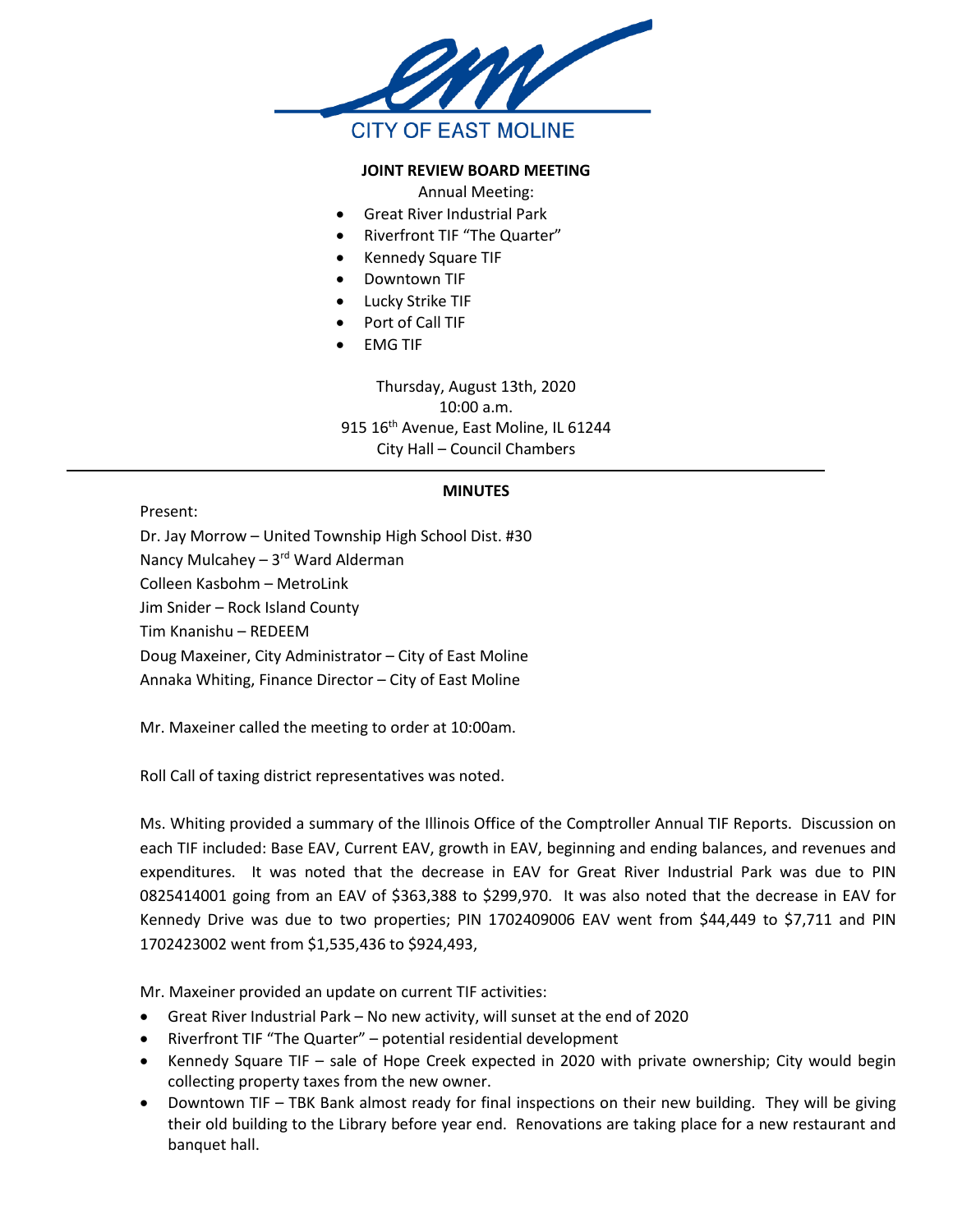CITY OF EAST MOLINE

**JOINT REVIEW BOARD MEETING**

Annual Meeting:

- Great River Industrial Park
- Riverfront TIF "The Quarter"
- Kennedy Square TIF
- Downtown TIF
- Lucky Strike TIF
- Port of Call TIF
- EMG TIF

Thursday, August 13th, 2020
10:00 a.m.
915 16th Avenue, East Moline, IL 61244
City Hall – Council Chambers

---

**MINUTES**

Present:
Dr. Jay Morrow – United Township High School Dist. #30
Nancy Mulcahey – 3rd Ward Alderman
Colleen Kasbohm – MetroLink
Jim Snider – Rock Island County
Tim Knanishu – REDEEM
Doug Maxeiner, City Administrator – City of East Moline
Annaka Whiting, Finance Director – City of East Moline

Mr. Maxeiner called the meeting to order at 10:00am.

Roll Call of taxing district representatives was noted.

Ms. Whiting provided a summary of the Illinois Office of the Comptroller Annual TIF Reports. Discussion on each TIF included: Base EAV, Current EAV, growth in EAV, beginning and ending balances, and revenues and expenditures. It was noted that the decrease in EAV for Great River Industrial Park was due to PIN 0825414001 going from an EAV of $363,388 to $299,970. It was also noted that the decrease in EAV for Kennedy Drive was due to two properties; PIN 1702409006 EAV went from $44,449 to $7,711 and PIN 1702423002 went from $1,535,436 to $924,493,

Mr. Maxeiner provided an update on current TIF activities:

- Great River Industrial Park – No new activity, will sunset at the end of 2020
- Riverfront TIF "The Quarter" – potential residential development
- Kennedy Square TIF – sale of Hope Creek expected in 2020 with private ownership; City would begin collecting property taxes from the new owner.
- Downtown TIF – TBK Bank almost ready for final inspections on their new building. They will be giving their old building to the Library before year end. Renovations are taking place for a new restaurant and banquet hall.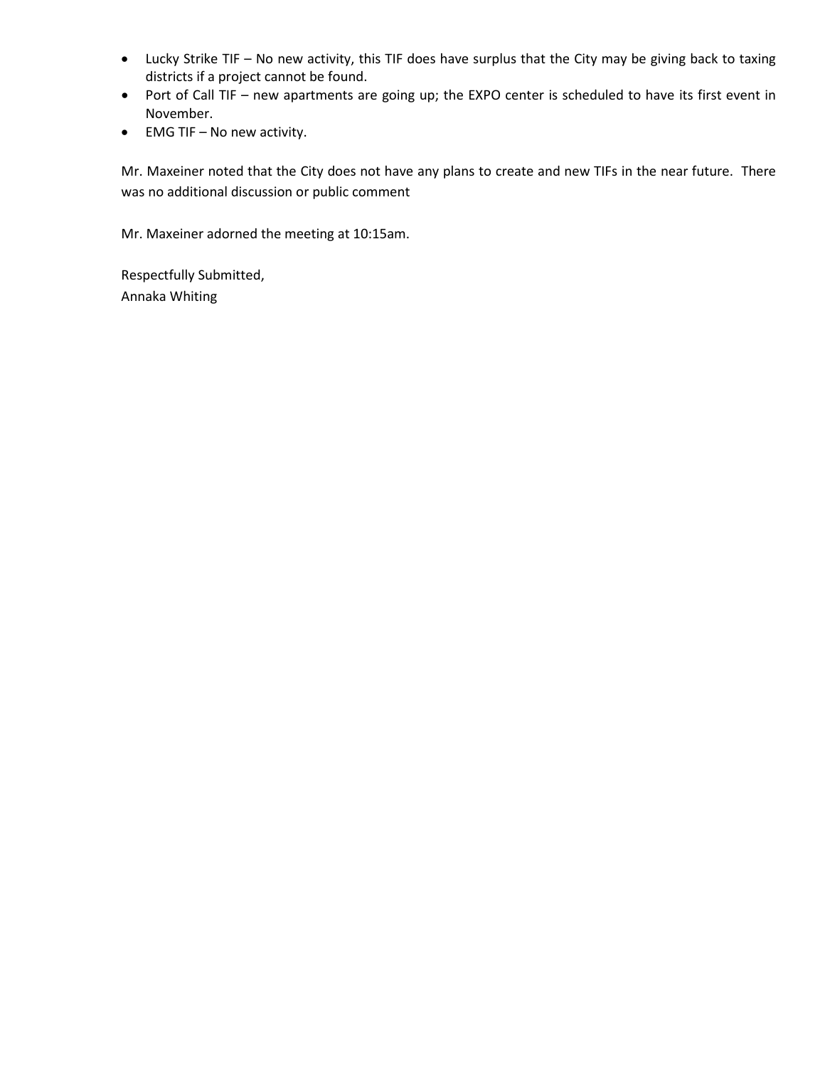- Lucky Strike TIF – No new activity, this TIF does have surplus that the City may be giving back to taxing districts if a project cannot be found.
- Port of Call TIF – new apartments are going up; the EXPO center is scheduled to have its first event in November.
- EMG TIF – No new activity.

Mr. Maxeiner noted that the City does not have any plans to create and new TIFs in the near future. There was no additional discussion or public comment

Mr. Maxeiner adorned the meeting at 10:15am.

Respectfully Submitted,
Annaka Whiting